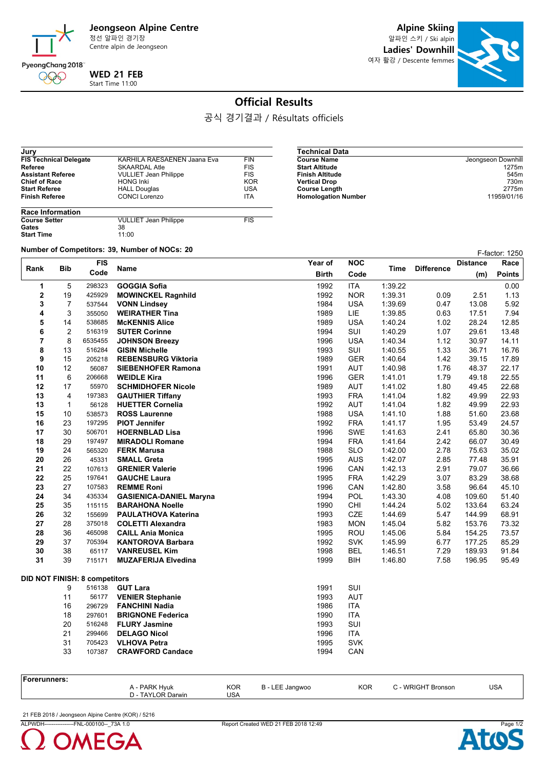# Jeongseon Alpine Centre

정선 알파인 경기장
Centre alpin de Jeongseon

PyeongChang 2018

**WED 21 FEB**
Start Time 11:00

# Alpine Skiing

알파인 스키 / Ski alpin

## Ladies' Downhill

여자 활강 / Descente femmes

# Official Results

공식 경기결과 / Résultats officiels

| Jury | | |
|---|---|---|
| **FIS Technical Delegate** | KARHILA RAESAENEN Jaana Eva | FIN |
| **Referee** | SKAARDAL Atle | FIS |
| **Assistant Referee** | VULLIET Jean Philippe | FIS |
| **Chief of Race** | HONG Inki | KOR |
| **Start Referee** | HALL Douglas | USA |
| **Finish Referee** | CONCI Lorenzo | ITA |

| Race Information | | |
|---|---|---|
| **Course Setter** | VULLIET Jean Philippe | FIS |
| **Gates** | 38 | |
| **Start Time** | 11:00 | |

| Technical Data | |
|---|---|
| **Course Name** | Jeongseon Downhill |
| **Start Altitude** | 1275m |
| **Finish Altitude** | 545m |
| **Vertical Drop** | 730m |
| **Course Length** | 2775m |
| **Homologation Number** | 11959/01/16 |

**Number of Competitors: 39, Number of NOCs: 20**

F-factor: 1250

| Rank | Bib | FIS Code | Name | Year of Birth | NOC Code | Time | Difference | Distance (m) | Race Points |
|---|---|---|---|---|---|---|---|---|---|
| 1 | 5 | 298323 | **GOGGIA Sofia** | 1992 | ITA | 1:39.22 | | | 0.00 |
| 2 | 19 | 425929 | **MOWINCKEL Ragnhild** | 1992 | NOR | 1:39.31 | 0.09 | 2.51 | 1.13 |
| 3 | 7 | 537544 | **VONN Lindsey** | 1984 | USA | 1:39.69 | 0.47 | 13.08 | 5.92 |
| 4 | 3 | 355050 | **WEIRATHER Tina** | 1989 | LIE | 1:39.85 | 0.63 | 17.51 | 7.94 |
| 5 | 14 | 538685 | **McKENNIS Alice** | 1989 | USA | 1:40.24 | 1.02 | 28.24 | 12.85 |
| 6 | 2 | 516319 | **SUTER Corinne** | 1994 | SUI | 1:40.29 | 1.07 | 29.61 | 13.48 |
| 7 | 8 | 6535455 | **JOHNSON Breezy** | 1996 | USA | 1:40.34 | 1.12 | 30.97 | 14.11 |
| 8 | 13 | 516284 | **GISIN Michelle** | 1993 | SUI | 1:40.55 | 1.33 | 36.71 | 16.76 |
| 9 | 15 | 205218 | **REBENSBURG Viktoria** | 1989 | GER | 1:40.64 | 1.42 | 39.15 | 17.89 |
| 10 | 12 | 56087 | **SIEBENHOFER Ramona** | 1991 | AUT | 1:40.98 | 1.76 | 48.37 | 22.17 |
| 11 | 6 | 206668 | **WEIDLE Kira** | 1996 | GER | 1:41.01 | 1.79 | 49.18 | 22.55 |
| 12 | 17 | 55970 | **SCHMIDHOFER Nicole** | 1989 | AUT | 1:41.02 | 1.80 | 49.45 | 22.68 |
| 13 | 4 | 197383 | **GAUTHIER Tiffany** | 1993 | FRA | 1:41.04 | 1.82 | 49.99 | 22.93 |
| 13 | 1 | 56128 | **HUETTER Cornelia** | 1992 | AUT | 1:41.04 | 1.82 | 49.99 | 22.93 |
| 15 | 10 | 538573 | **ROSS Laurenne** | 1988 | USA | 1:41.10 | 1.88 | 51.60 | 23.68 |
| 16 | 23 | 197295 | **PIOT Jennifer** | 1992 | FRA | 1:41.17 | 1.95 | 53.49 | 24.57 |
| 17 | 30 | 506701 | **HOERNBLAD Lisa** | 1996 | SWE | 1:41.63 | 2.41 | 65.80 | 30.36 |
| 18 | 29 | 197497 | **MIRADOLI Romane** | 1994 | FRA | 1:41.64 | 2.42 | 66.07 | 30.49 |
| 19 | 24 | 565320 | **FERK Marusa** | 1988 | SLO | 1:42.00 | 2.78 | 75.63 | 35.02 |
| 20 | 26 | 45331 | **SMALL Greta** | 1995 | AUS | 1:42.07 | 2.85 | 77.48 | 35.91 |
| 21 | 22 | 107613 | **GRENIER Valerie** | 1996 | CAN | 1:42.13 | 2.91 | 79.07 | 36.66 |
| 22 | 25 | 197641 | **GAUCHE Laura** | 1995 | FRA | 1:42.29 | 3.07 | 83.29 | 38.68 |
| 23 | 27 | 107583 | **REMME Roni** | 1996 | CAN | 1:42.80 | 3.58 | 96.64 | 45.10 |
| 24 | 34 | 435334 | **GASIENICA-DANIEL Maryna** | 1994 | POL | 1:43.30 | 4.08 | 109.60 | 51.40 |
| 25 | 35 | 115115 | **BARAHONA Noelle** | 1990 | CHI | 1:44.24 | 5.02 | 133.64 | 63.24 |
| 26 | 32 | 155699 | **PAULATHOVA Katerina** | 1993 | CZE | 1:44.69 | 5.47 | 144.99 | 68.91 |
| 27 | 28 | 375018 | **COLETTI Alexandra** | 1983 | MON | 1:45.04 | 5.82 | 153.76 | 73.32 |
| 28 | 36 | 465098 | **CAILL Ania Monica** | 1995 | ROU | 1:45.06 | 5.84 | 154.25 | 73.57 |
| 29 | 37 | 705394 | **KANTOROVA Barbara** | 1992 | SVK | 1:45.99 | 6.77 | 177.25 | 85.29 |
| 30 | 38 | 65117 | **VANREUSEL Kim** | 1998 | BEL | 1:46.51 | 7.29 | 189.93 | 91.84 |
| 31 | 39 | 715171 | **MUZAFERIJA Elvedina** | 1999 | BIH | 1:46.80 | 7.58 | 196.95 | 95.49 |

**DID NOT FINISH: 8 competitors**

| Bib | FIS Code | Name | Year of Birth | NOC Code |
|---|---|---|---|---|
| 9 | 516138 | **GUT Lara** | 1991 | SUI |
| 11 | 56177 | **VENIER Stephanie** | 1993 | AUT |
| 16 | 296729 | **FANCHINI Nadia** | 1986 | ITA |
| 18 | 297601 | **BRIGNONE Federica** | 1990 | ITA |
| 20 | 516248 | **FLURY Jasmine** | 1993 | SUI |
| 21 | 299466 | **DELAGO Nicol** | 1996 | ITA |
| 31 | 705423 | **VLHOVA Petra** | 1995 | SVK |
| 33 | 107387 | **CRAWFORD Candace** | 1994 | CAN |

**Forerunners:**

| | | | | | |
|---|---|---|---|---|---|
| A - PARK Hyuk | KOR | B - LEE Jangwoo | KOR | C - WRIGHT Bronson | USA |
| D - TAYLOR Darwin | USA | | | | |

21 FEB 2018 / Jeongseon Alpine Centre (KOR) / 5216

ALPWDH----------------FNL-000100--_73A 1.0 Report Created WED 21 FEB 2018 12:49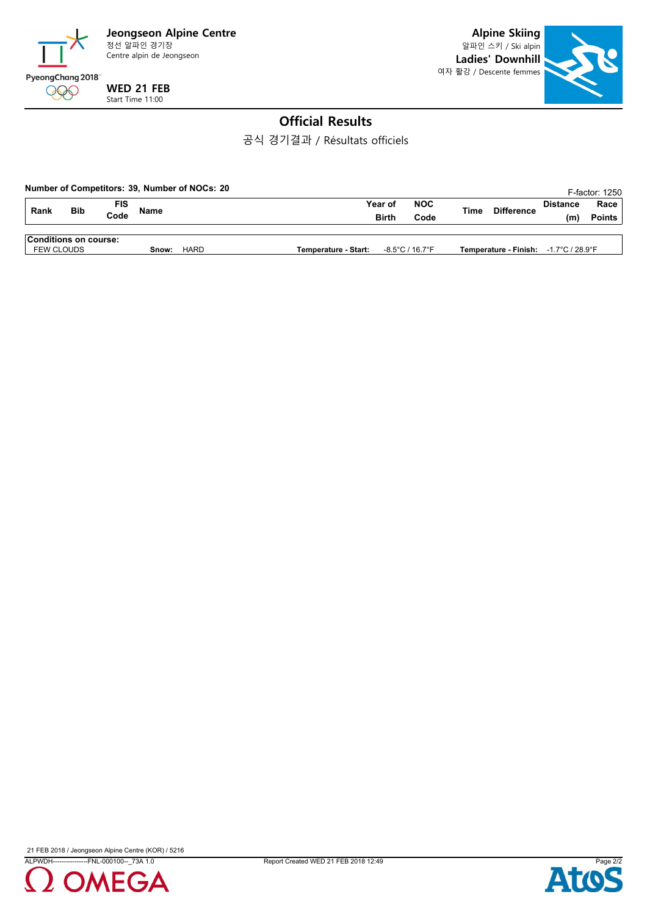Jeongseon Alpine Centre
정선 알파인 경기장
Centre alpin de Jeongseon

WED 21 FEB
Start Time 11:00

Alpine Skiing
알파인 스키 / Ski alpin
Ladies' Downhill
여자 활강 / Descente femmes

# Official Results

공식 경기결과 / Résultats officiels

**Number of Competitors: 39, Number of NOCs: 20**

F-factor: 1250

| Rank | Bib | FIS Code | Name | Year of Birth | NOC Code | Time | Difference | Distance (m) | Race Points |
|---|---|---|---|---|---|---|---|---|---|

| **Conditions on course:** | | | | | | |
|---|---|---|---|---|---|---|
| FEW CLOUDS | **Snow:** | HARD | **Temperature - Start:** | -8.5°C / 16.7°F | **Temperature - Finish:** | -1.7°C / 28.9°F |

21 FEB 2018 / Jeongseon Alpine Centre (KOR) / 5216

ALPWDH----------------FNL-000100--_73A 1.0

Report Created WED 21 FEB 2018 12:49